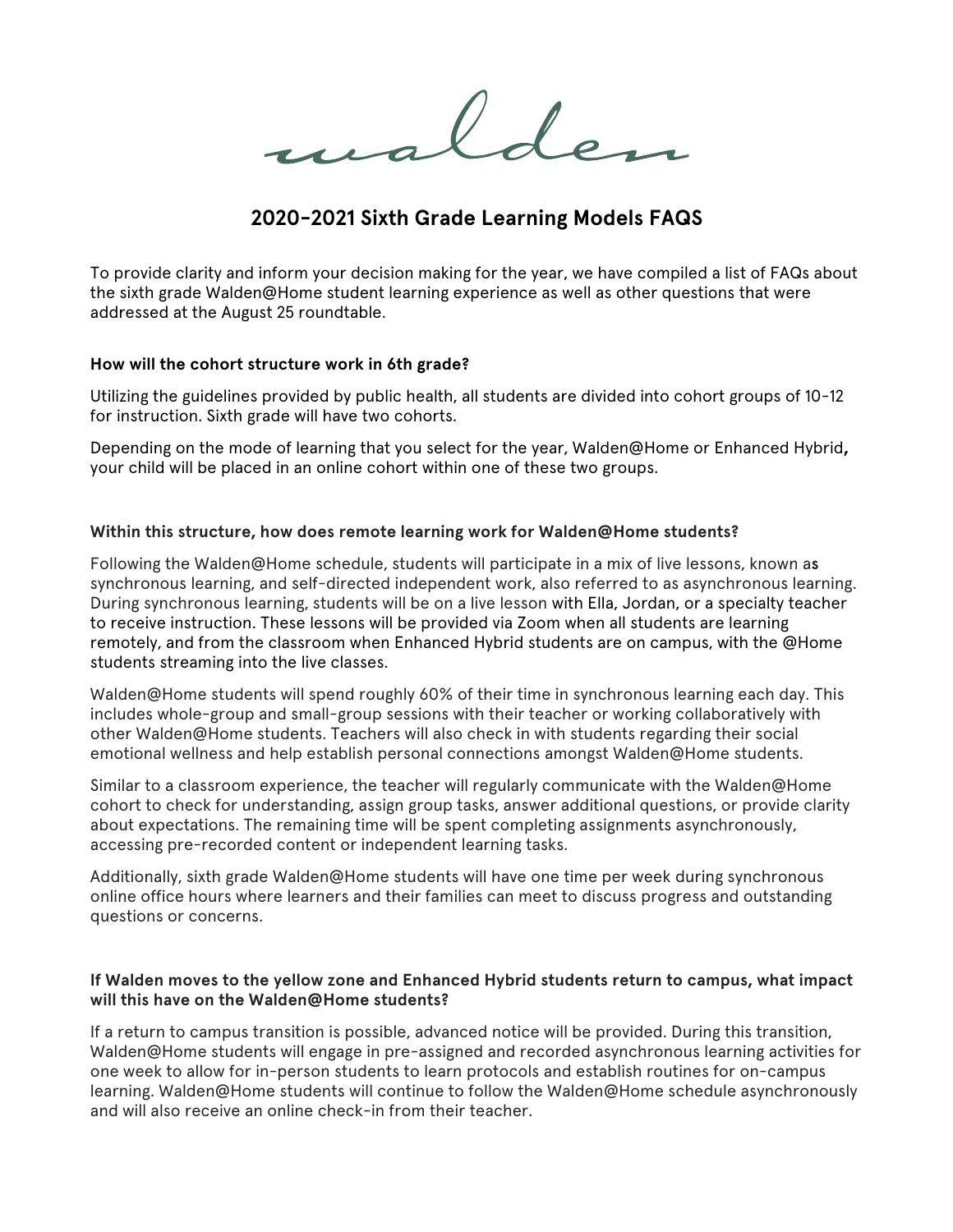walden

## 2020-2021 Sixth Grade Learning Models FAQS

To provide clarity and inform your decision making for the year, we have compiled a list of FAQs about the sixth grade Walden@Home student learning experience as well as other questions that were addressed at the August 25 roundtable.

**How will the cohort structure work in 6th grade?**

Utilizing the guidelines provided by public health, all students are divided into cohort groups of 10-12 for instruction. Sixth grade will have two cohorts.

Depending on the mode of learning that you select for the year, Walden@Home or Enhanced Hybrid**,** your child will be placed in an online cohort within one of these two groups.

**Within this structure, how does remote learning work for Walden@Home students?**

Following the Walden@Home schedule, students will participate in a mix of live lessons, known as synchronous learning, and self-directed independent work, also referred to as asynchronous learning. During synchronous learning, students will be on a live lesson with Ella, Jordan, or a specialty teacher to receive instruction. These lessons will be provided via Zoom when all students are learning remotely, and from the classroom when Enhanced Hybrid students are on campus, with the @Home students streaming into the live classes.

Walden@Home students will spend roughly 60% of their time in synchronous learning each day. This includes whole-group and small-group sessions with their teacher or working collaboratively with other Walden@Home students. Teachers will also check in with students regarding their social emotional wellness and help establish personal connections amongst Walden@Home students.

Similar to a classroom experience, the teacher will regularly communicate with the Walden@Home cohort to check for understanding, assign group tasks, answer additional questions, or provide clarity about expectations. The remaining time will be spent completing assignments asynchronously, accessing pre-recorded content or independent learning tasks.

Additionally, sixth grade Walden@Home students will have one time per week during synchronous online office hours where learners and their families can meet to discuss progress and outstanding questions or concerns.

**If Walden moves to the yellow zone and Enhanced Hybrid students return to campus, what impact will this have on the Walden@Home students?**

If a return to campus transition is possible, advanced notice will be provided. During this transition, Walden@Home students will engage in pre-assigned and recorded asynchronous learning activities for one week to allow for in-person students to learn protocols and establish routines for on-campus learning. Walden@Home students will continue to follow the Walden@Home schedule asynchronously and will also receive an online check-in from their teacher.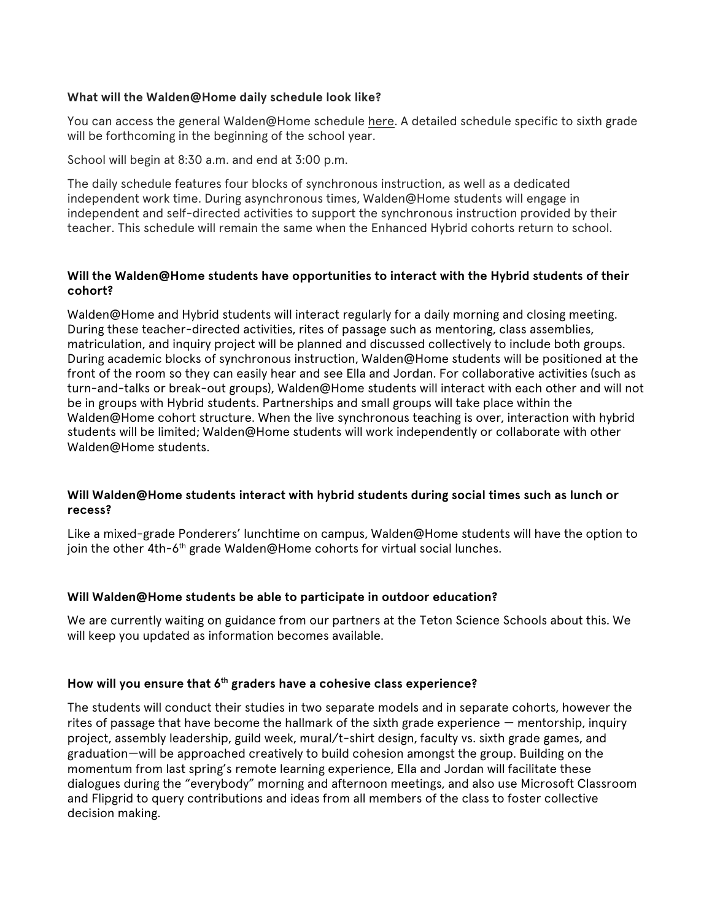**What will the Walden@Home daily schedule look like?**

You can access the general Walden@Home schedule here. A detailed schedule specific to sixth grade will be forthcoming in the beginning of the school year.

School will begin at 8:30 a.m. and end at 3:00 p.m.

The daily schedule features four blocks of synchronous instruction, as well as a dedicated independent work time. During asynchronous times, Walden@Home students will engage in independent and self-directed activities to support the synchronous instruction provided by their teacher. This schedule will remain the same when the Enhanced Hybrid cohorts return to school.

**Will the Walden@Home students have opportunities to interact with the Hybrid students of their cohort?**

Walden@Home and Hybrid students will interact regularly for a daily morning and closing meeting. During these teacher-directed activities, rites of passage such as mentoring, class assemblies, matriculation, and inquiry project will be planned and discussed collectively to include both groups. During academic blocks of synchronous instruction, Walden@Home students will be positioned at the front of the room so they can easily hear and see Ella and Jordan. For collaborative activities (such as turn-and-talks or break-out groups), Walden@Home students will interact with each other and will not be in groups with Hybrid students. Partnerships and small groups will take place within the Walden@Home cohort structure. When the live synchronous teaching is over, interaction with hybrid students will be limited; Walden@Home students will work independently or collaborate with other Walden@Home students.

**Will Walden@Home students interact with hybrid students during social times such as lunch or recess?**

Like a mixed-grade Ponderers' lunchtime on campus, Walden@Home students will have the option to join the other 4th-6th grade Walden@Home cohorts for virtual social lunches.

**Will Walden@Home students be able to participate in outdoor education?**

We are currently waiting on guidance from our partners at the Teton Science Schools about this. We will keep you updated as information becomes available.

**How will you ensure that 6th graders have a cohesive class experience?**

The students will conduct their studies in two separate models and in separate cohorts, however the rites of passage that have become the hallmark of the sixth grade experience — mentorship, inquiry project, assembly leadership, guild week, mural/t-shirt design, faculty vs. sixth grade games, and graduation—will be approached creatively to build cohesion amongst the group. Building on the momentum from last spring's remote learning experience, Ella and Jordan will facilitate these dialogues during the "everybody" morning and afternoon meetings, and also use Microsoft Classroom and Flipgrid to query contributions and ideas from all members of the class to foster collective decision making.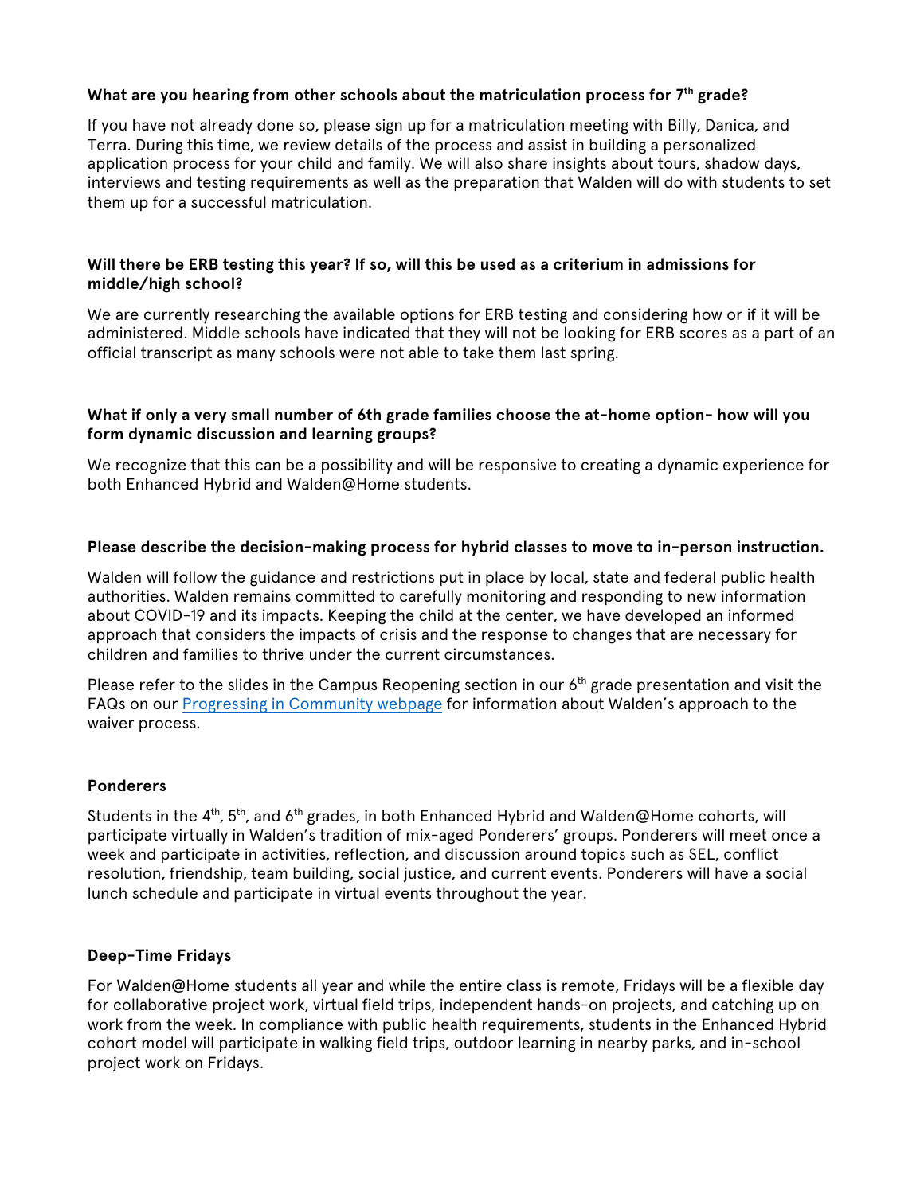**What are you hearing from other schools about the matriculation process for 7th grade?**

If you have not already done so, please sign up for a matriculation meeting with Billy, Danica, and Terra. During this time, we review details of the process and assist in building a personalized application process for your child and family. We will also share insights about tours, shadow days, interviews and testing requirements as well as the preparation that Walden will do with students to set them up for a successful matriculation.

**Will there be ERB testing this year? If so, will this be used as a criterium in admissions for middle/high school?**

We are currently researching the available options for ERB testing and considering how or if it will be administered. Middle schools have indicated that they will not be looking for ERB scores as a part of an official transcript as many schools were not able to take them last spring.

**What if only a very small number of 6th grade families choose the at-home option- how will you form dynamic discussion and learning groups?**

We recognize that this can be a possibility and will be responsive to creating a dynamic experience for both Enhanced Hybrid and Walden@Home students.

**Please describe the decision-making process for hybrid classes to move to in-person instruction.**

Walden will follow the guidance and restrictions put in place by local, state and federal public health authorities. Walden remains committed to carefully monitoring and responding to new information about COVID-19 and its impacts. Keeping the child at the center, we have developed an informed approach that considers the impacts of crisis and the response to changes that are necessary for children and families to thrive under the current circumstances.

Please refer to the slides in the Campus Reopening section in our 6th grade presentation and visit the FAQs on our Progressing in Community webpage for information about Walden's approach to the waiver process.

**Ponderers**

Students in the 4th, 5th, and 6th grades, in both Enhanced Hybrid and Walden@Home cohorts, will participate virtually in Walden's tradition of mix-aged Ponderers' groups. Ponderers will meet once a week and participate in activities, reflection, and discussion around topics such as SEL, conflict resolution, friendship, team building, social justice, and current events. Ponderers will have a social lunch schedule and participate in virtual events throughout the year.

**Deep-Time Fridays**

For Walden@Home students all year and while the entire class is remote, Fridays will be a flexible day for collaborative project work, virtual field trips, independent hands-on projects, and catching up on work from the week. In compliance with public health requirements, students in the Enhanced Hybrid cohort model will participate in walking field trips, outdoor learning in nearby parks, and in-school project work on Fridays.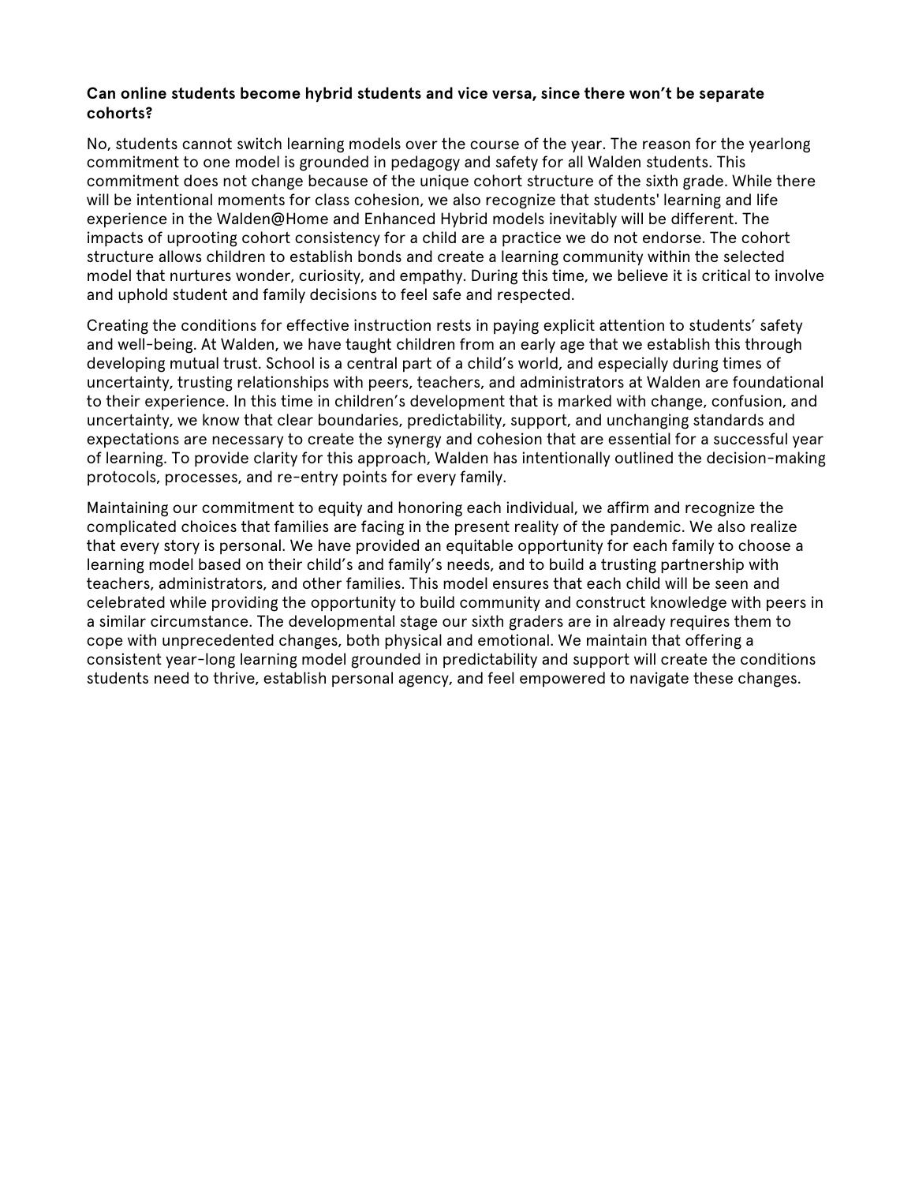**Can online students become hybrid students and vice versa, since there won't be separate cohorts?**

No, students cannot switch learning models over the course of the year. The reason for the yearlong commitment to one model is grounded in pedagogy and safety for all Walden students. This commitment does not change because of the unique cohort structure of the sixth grade. While there will be intentional moments for class cohesion, we also recognize that students' learning and life experience in the Walden@Home and Enhanced Hybrid models inevitably will be different. The impacts of uprooting cohort consistency for a child are a practice we do not endorse. The cohort structure allows children to establish bonds and create a learning community within the selected model that nurtures wonder, curiosity, and empathy. During this time, we believe it is critical to involve and uphold student and family decisions to feel safe and respected.

Creating the conditions for effective instruction rests in paying explicit attention to students' safety and well-being. At Walden, we have taught children from an early age that we establish this through developing mutual trust. School is a central part of a child's world, and especially during times of uncertainty, trusting relationships with peers, teachers, and administrators at Walden are foundational to their experience. In this time in children's development that is marked with change, confusion, and uncertainty, we know that clear boundaries, predictability, support, and unchanging standards and expectations are necessary to create the synergy and cohesion that are essential for a successful year of learning. To provide clarity for this approach, Walden has intentionally outlined the decision-making protocols, processes, and re-entry points for every family.

Maintaining our commitment to equity and honoring each individual, we affirm and recognize the complicated choices that families are facing in the present reality of the pandemic. We also realize that every story is personal. We have provided an equitable opportunity for each family to choose a learning model based on their child's and family's needs, and to build a trusting partnership with teachers, administrators, and other families. This model ensures that each child will be seen and celebrated while providing the opportunity to build community and construct knowledge with peers in a similar circumstance. The developmental stage our sixth graders are in already requires them to cope with unprecedented changes, both physical and emotional. We maintain that offering a consistent year-long learning model grounded in predictability and support will create the conditions students need to thrive, establish personal agency, and feel empowered to navigate these changes.